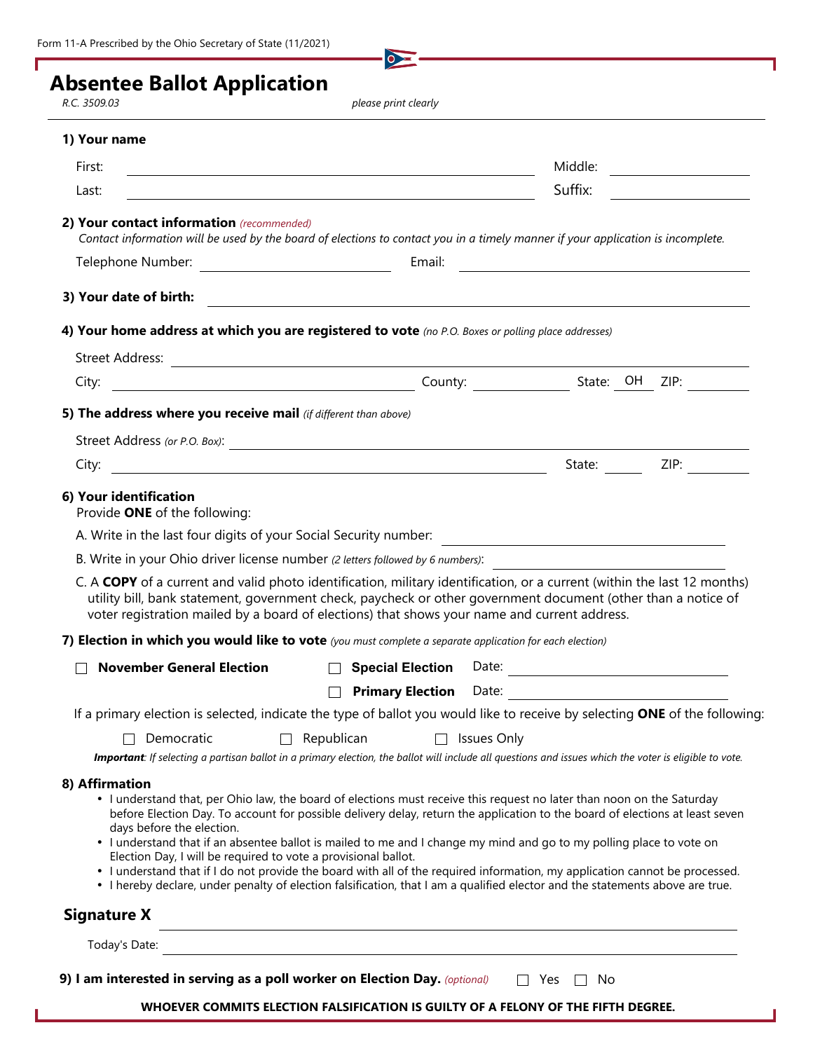Form 11-A Prescribed by the Ohio Secretary of State (11/2021)

# Absentee Ballot Application

*R.C. 3509.03*

*please print clearly*

**1) Your name**

First: ______________________ Middle: __________

Last: ______________________ Suffix: __________

**2) Your contact information** *(recommended)*

*Contact information will be used by the board of elections to contact you in a timely manner if your application is incomplete.*

Telephone Number: ______________ Email: ______________________

**3) Your date of birth:** ______________________

**4) Your home address at which you are registered to vote** *(no P.O. Boxes or polling place addresses)*

Street Address: ______________________

City: ______________ County: __________ State: OH ZIP: ________

**5) The address where you receive mail** *(if different than above)*

Street Address *(or P.O. Box)*: ______________________

City: ______________________ State: ______ ZIP: ________

**6) Your identification**

Provide **ONE** of the following:

A. Write in the last four digits of your Social Security number: ______________

B. Write in your Ohio driver license number *(2 letters followed by 6 numbers)*: ______________

C. A **COPY** of a current and valid photo identification, military identification, or a current (within the last 12 months) utility bill, bank statement, government check, paycheck or other government document (other than a notice of voter registration mailed by a board of elections) that shows your name and current address.

**7) Election in which you would like to vote** *(you must complete a separate application for each election)*

☐ **November General Election** ☐ **Special Election** Date: ______________

☐ **Primary Election** Date: ______________

If a primary election is selected, indicate the type of ballot you would like to receive by selecting **ONE** of the following:

☐ Democratic ☐ Republican ☐ Issues Only

***Important**: If selecting a partisan ballot in a primary election, the ballot will include all questions and issues which the voter is eligible to vote.*

**8) Affirmation**

- I understand that, per Ohio law, the board of elections must receive this request no later than noon on the Saturday before Election Day. To account for possible delivery delay, return the application to the board of elections at least seven days before the election.
- I understand that if an absentee ballot is mailed to me and I change my mind and go to my polling place to vote on Election Day, I will be required to vote a provisional ballot.
- I understand that if I do not provide the board with all of the required information, my application cannot be processed.
- I hereby declare, under penalty of election falsification, that I am a qualified elector and the statements above are true.

**Signature X** ______________________

Today's Date: ______________________

**9) I am interested in serving as a poll worker on Election Day.** *(optional)* ☐ Yes ☐ No

**WHOEVER COMMITS ELECTION FALSIFICATION IS GUILTY OF A FELONY OF THE FIFTH DEGREE.**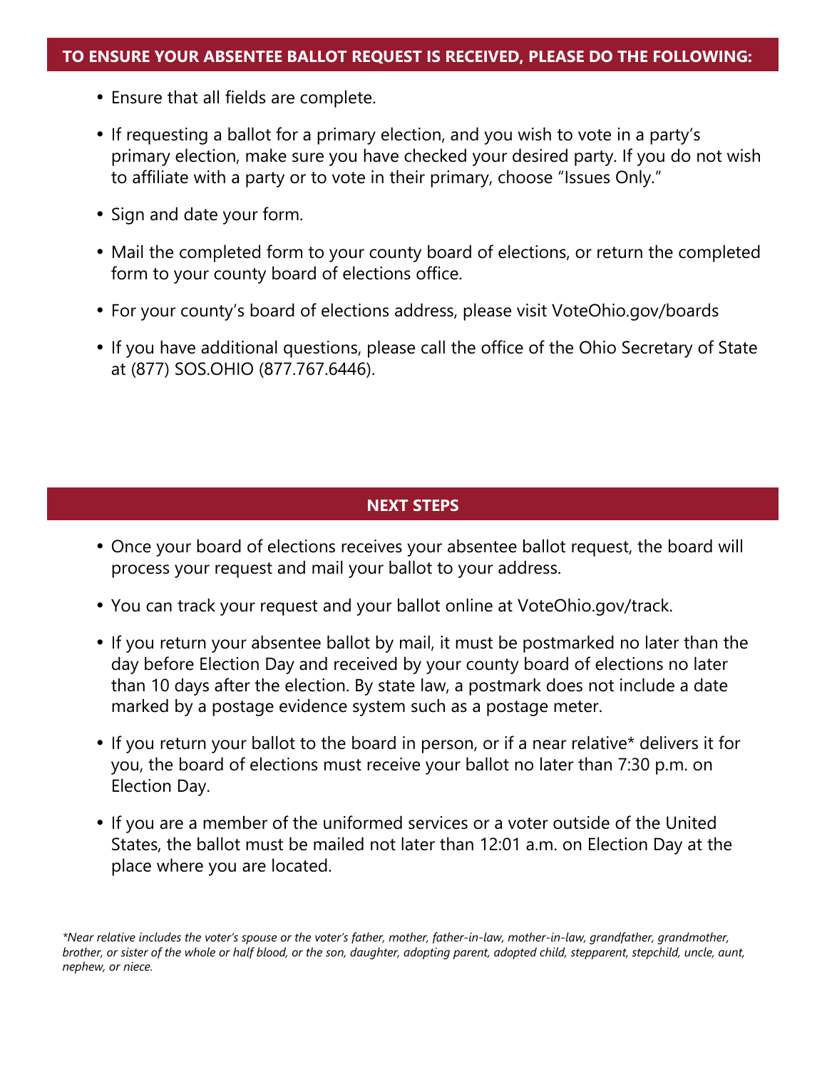## TO ENSURE YOUR ABSENTEE BALLOT REQUEST IS RECEIVED, PLEASE DO THE FOLLOWING:

- Ensure that all fields are complete.
- If requesting a ballot for a primary election, and you wish to vote in a party's primary election, make sure you have checked your desired party. If you do not wish to affiliate with a party or to vote in their primary, choose "Issues Only."
- Sign and date your form.
- Mail the completed form to your county board of elections, or return the completed form to your county board of elections office.
- For your county's board of elections address, please visit VoteOhio.gov/boards
- If you have additional questions, please call the office of the Ohio Secretary of State at (877) SOS.OHIO (877.767.6446).

## NEXT STEPS

- Once your board of elections receives your absentee ballot request, the board will process your request and mail your ballot to your address.
- You can track your request and your ballot online at VoteOhio.gov/track.
- If you return your absentee ballot by mail, it must be postmarked no later than the day before Election Day and received by your county board of elections no later than 10 days after the election. By state law, a postmark does not include a date marked by a postage evidence system such as a postage meter.
- If you return your ballot to the board in person, or if a near relative* delivers it for you, the board of elections must receive your ballot no later than 7:30 p.m. on Election Day.
- If you are a member of the uniformed services or a voter outside of the United States, the ballot must be mailed not later than 12:01 a.m. on Election Day at the place where you are located.

*\*Near relative includes the voter's spouse or the voter's father, mother, father-in-law, mother-in-law, grandfather, grandmother, brother, or sister of the whole or half blood, or the son, daughter, adopting parent, adopted child, stepparent, stepchild, uncle, aunt, nephew, or niece.*